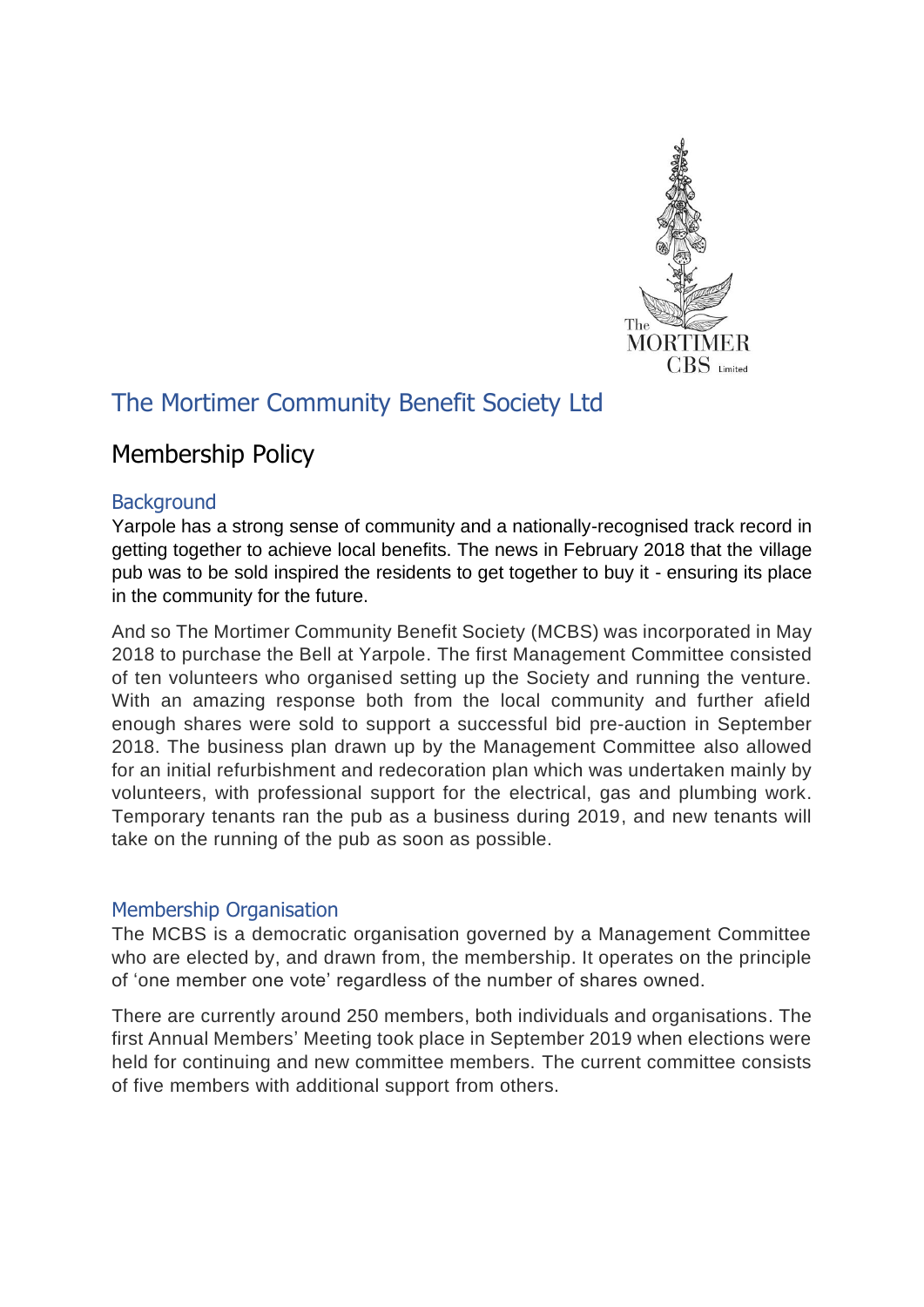# The Mortimer Community Benefit Society Ltd

## Membership Policy

### Background

Yarpole has a strong sense of community and a nationally-recognised track record in getting together to achieve local benefits. The news in February 2018 that the village pub was to be sold inspired the residents to get together to buy it - ensuring its place in the community for the future.

And so The Mortimer Community Benefit Society (MCBS) was incorporated in May 2018 to purchase the Bell at Yarpole. The first Management Committee consisted of ten volunteers who organised setting up the Society and running the venture. With an amazing response both from the local community and further afield enough shares were sold to support a successful bid pre-auction in September 2018. The business plan drawn up by the Management Committee also allowed for an initial refurbishment and redecoration plan which was undertaken mainly by volunteers, with professional support for the electrical, gas and plumbing work. Temporary tenants ran the pub as a business during 2019, and new tenants will take on the running of the pub as soon as possible.

### Membership Organisation

The MCBS is a democratic organisation governed by a Management Committee who are elected by, and drawn from, the membership. It operates on the principle of 'one member one vote' regardless of the number of shares owned.

There are currently around 250 members, both individuals and organisations. The first Annual Members' Meeting took place in September 2019 when elections were held for continuing and new committee members. The current committee consists of five members with additional support from others.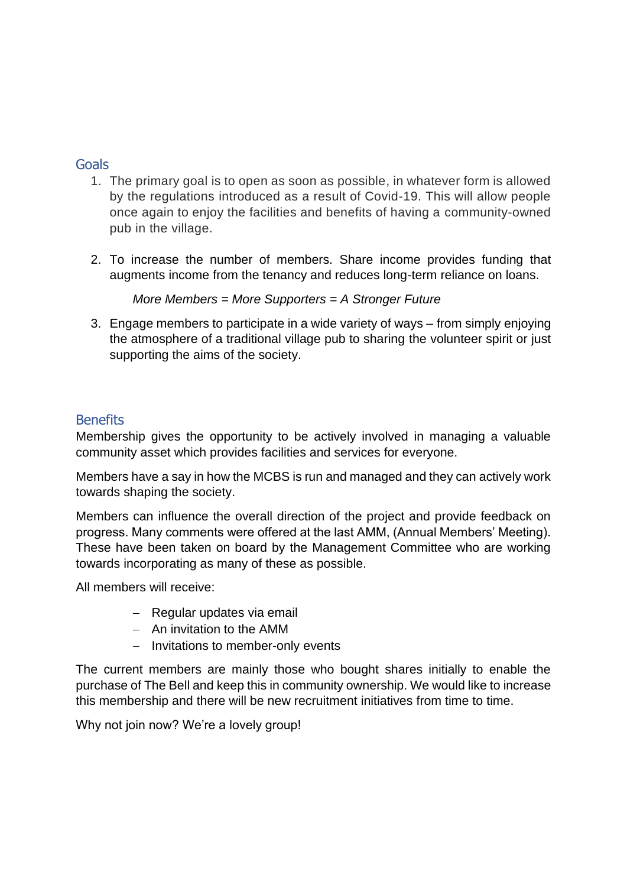## Goals

1. The primary goal is to open as soon as possible, in whatever form is allowed by the regulations introduced as a result of Covid-19. This will allow people once again to enjoy the facilities and benefits of having a community-owned pub in the village.

2. To increase the number of members. Share income provides funding that augments income from the tenancy and reduces long-term reliance on loans.

   *More Members = More Supporters = A Stronger Future*

3. Engage members to participate in a wide variety of ways – from simply enjoying the atmosphere of a traditional village pub to sharing the volunteer spirit or just supporting the aims of the society.

## Benefits

Membership gives the opportunity to be actively involved in managing a valuable community asset which provides facilities and services for everyone.

Members have a say in how the MCBS is run and managed and they can actively work towards shaping the society.

Members can influence the overall direction of the project and provide feedback on progress. Many comments were offered at the last AMM, (Annual Members' Meeting). These have been taken on board by the Management Committee who are working towards incorporating as many of these as possible.

All members will receive:

- Regular updates via email
- An invitation to the AMM
- Invitations to member-only events

The current members are mainly those who bought shares initially to enable the purchase of The Bell and keep this in community ownership. We would like to increase this membership and there will be new recruitment initiatives from time to time.

Why not join now? We're a lovely group!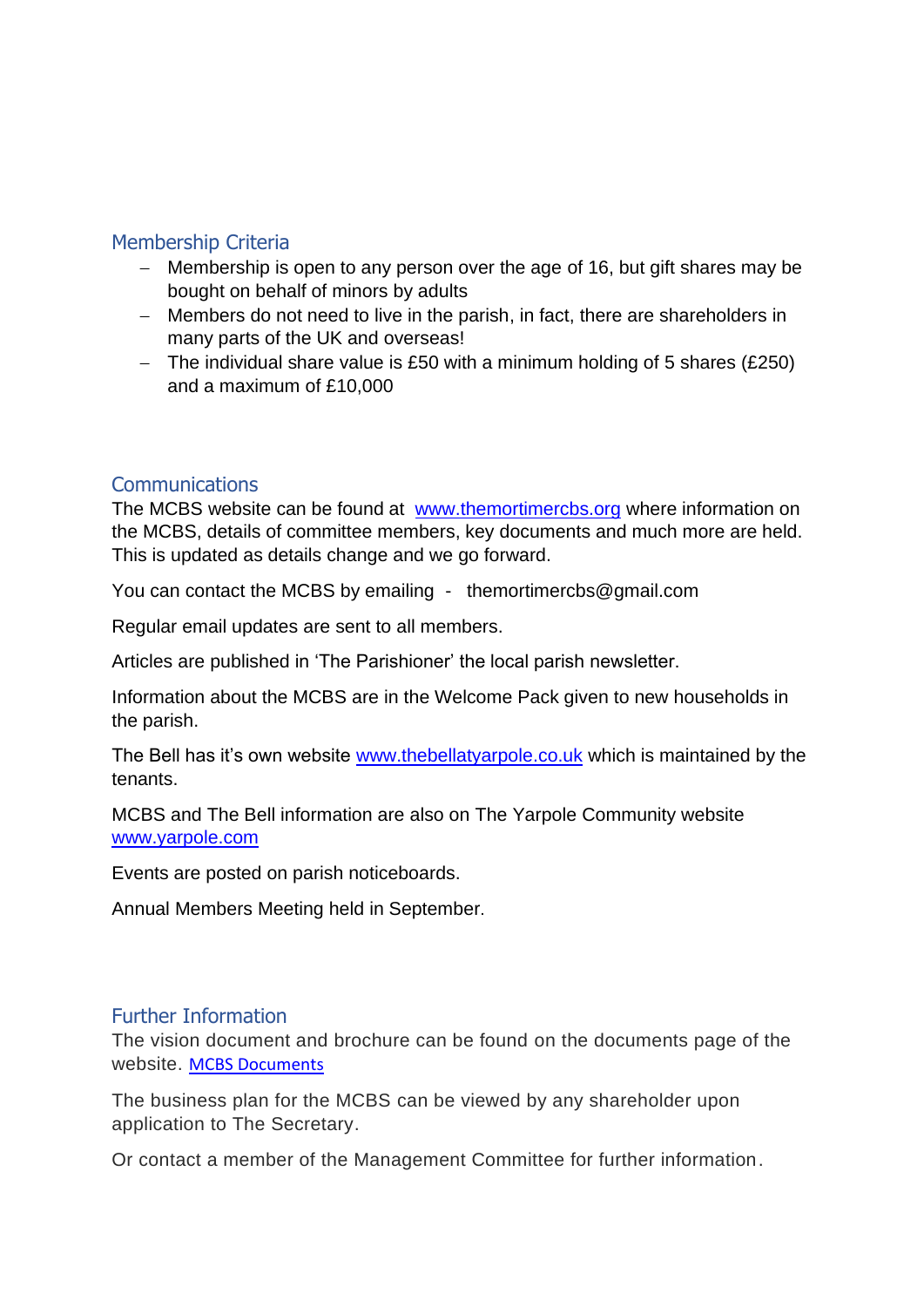## Membership Criteria

- Membership is open to any person over the age of 16, but gift shares may be bought on behalf of minors by adults
- Members do not need to live in the parish, in fact, there are shareholders in many parts of the UK and overseas!
- The individual share value is £50 with a minimum holding of 5 shares (£250) and a maximum of £10,000

## Communications

The MCBS website can be found at [www.themortimercbs.org](http://www.themortimercbs.org) where information on the MCBS, details of committee members, key documents and much more are held. This is updated as details change and we go forward.

You can contact the MCBS by emailing - themortimercbs@gmail.com

Regular email updates are sent to all members.

Articles are published in 'The Parishioner' the local parish newsletter.

Information about the MCBS are in the Welcome Pack given to new households in the parish.

The Bell has it's own website [www.thebellatyarpole.co.uk](http://www.thebellatyarpole.co.uk) which is maintained by the tenants.

MCBS and The Bell information are also on The Yarpole Community website [www.yarpole.com](http://www.yarpole.com)

Events are posted on parish noticeboards.

Annual Members Meeting held in September.

## Further Information

The vision document and brochure can be found on the documents page of the website. MCBS Documents

The business plan for the MCBS can be viewed by any shareholder upon application to The Secretary.

Or contact a member of the Management Committee for further information.